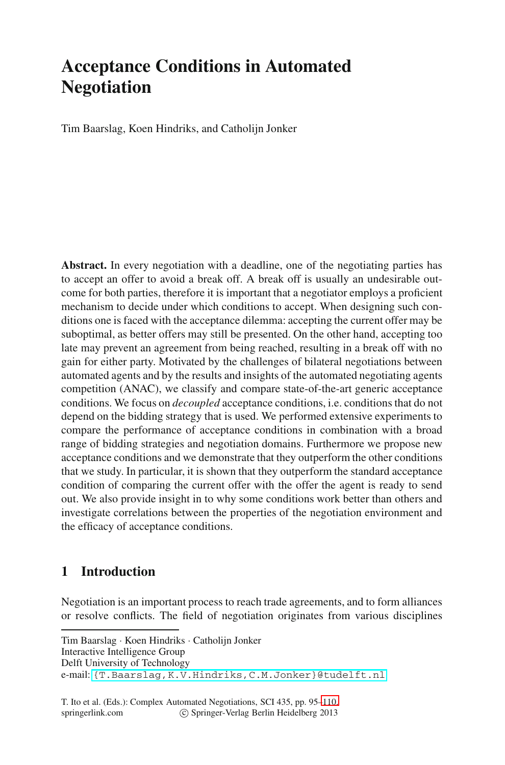# Acceptance Conditions in Automated Negotiation

Tim Baarslag, Koen Hindriks, and Catholijn Jonker

**Abstract.** In every negotiation with a deadline, one of the negotiating parties has to accept an offer to avoid a break off. A break off is usually an undesirable outcome for both parties, therefore it is important that a negotiator employs a proficient mechanism to decide under which conditions to accept. When designing such conditions one is faced with the acceptance dilemma: accepting the current offer may be suboptimal, as better offers may still be presented. On the other hand, accepting too late may prevent an agreement from being reached, resulting in a break off with no gain for either party. Motivated by the challenges of bilateral negotiations between automated agents and by the results and insights of the automated negotiating agents competition (ANAC), we classify and compare state-of-the-art generic acceptance conditions. We focus on *decoupled* acceptance conditions, i.e. conditions that do not depend on the bidding strategy that is used. We performed extensive experiments to compare the performance of acceptance conditions in combination with a broad range of bidding strategies and negotiation domains. Furthermore we propose new acceptance conditions and we demonstrate that they outperform the other conditions that we study. In particular, it is shown that they outperform the standard acceptance condition of comparing the current offer with the offer the agent is ready to send out. We also provide insight in to why some conditions work better than others and investigate correlations between the properties of the negotiation environment and the efficacy of acceptance conditions.

## 1 Introduction

Negotiation is an important process to reach trade agreements, and to form alliances or resolve conflicts. The field of negotiation originates from various disciplines

---

Tim Baarslag · Koen Hindriks · Catholijn Jonker
Interactive Intelligence Group
Delft University of Technology
e-mail: {T.Baarslag,K.V.Hindriks,C.M.Jonker}@tudelft.nl

T. Ito et al. (Eds.): Complex Automated Negotiations, SCI 435, pp. 95–110.
springerlink.com © Springer-Verlag Berlin Heidelberg 2013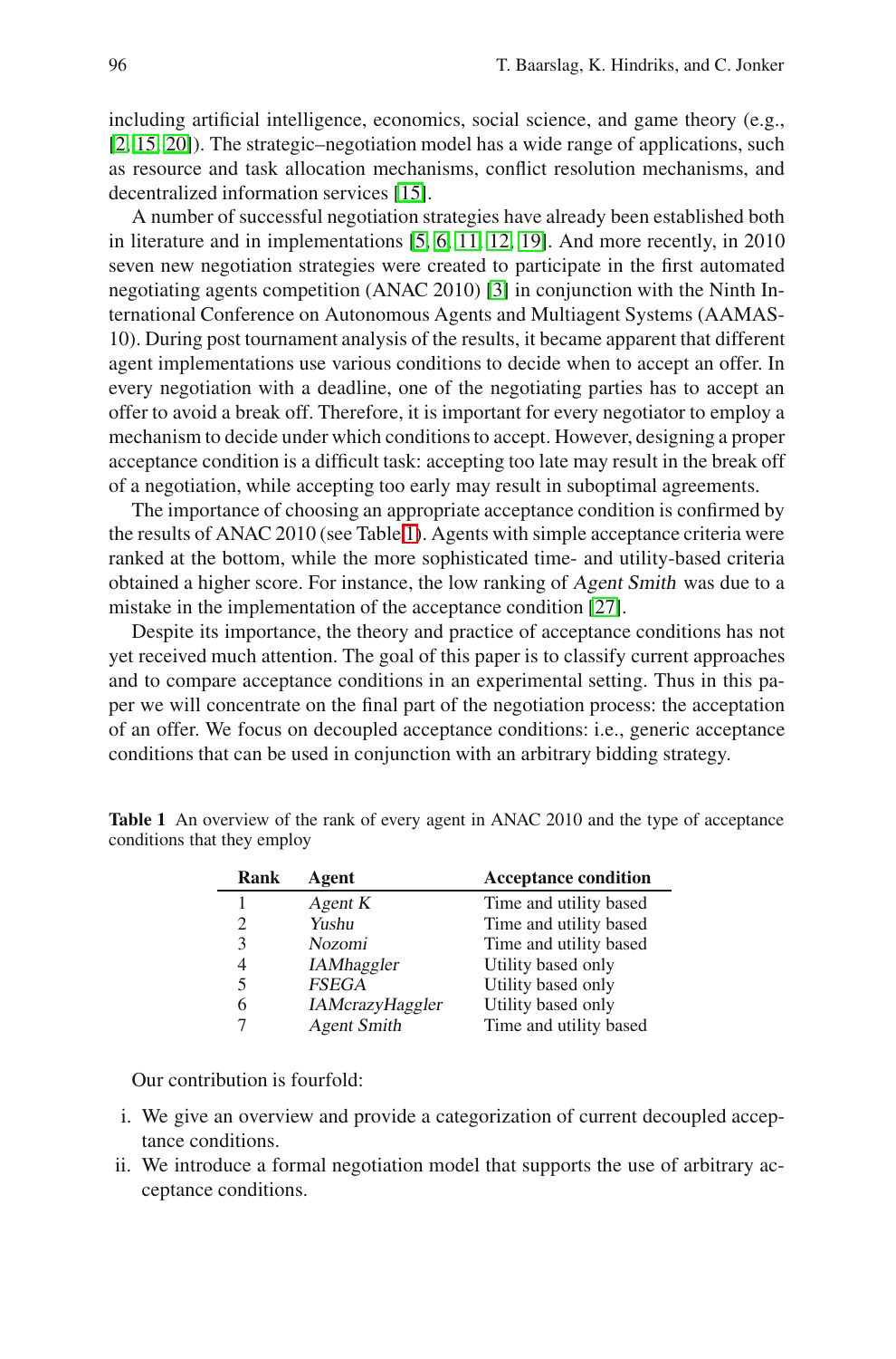including artificial intelligence, economics, social science, and game theory (e.g., [2, 15, 20]). The strategic–negotiation model has a wide range of applications, such as resource and task allocation mechanisms, conflict resolution mechanisms, and decentralized information services [15].

A number of successful negotiation strategies have already been established both in literature and in implementations [5, 6, 11, 12, 19]. And more recently, in 2010 seven new negotiation strategies were created to participate in the first automated negotiating agents competition (ANAC 2010) [3] in conjunction with the Ninth International Conference on Autonomous Agents and Multiagent Systems (AAMAS-10). During post tournament analysis of the results, it became apparent that different agent implementations use various conditions to decide when to accept an offer. In every negotiation with a deadline, one of the negotiating parties has to accept an offer to avoid a break off. Therefore, it is important for every negotiator to employ a mechanism to decide under which conditions to accept. However, designing a proper acceptance condition is a difficult task: accepting too late may result in the break off of a negotiation, while accepting too early may result in suboptimal agreements.

The importance of choosing an appropriate acceptance condition is confirmed by the results of ANAC 2010 (see Table 1). Agents with simple acceptance criteria were ranked at the bottom, while the more sophisticated time- and utility-based criteria obtained a higher score. For instance, the low ranking of *Agent Smith* was due to a mistake in the implementation of the acceptance condition [27].

Despite its importance, the theory and practice of acceptance conditions has not yet received much attention. The goal of this paper is to classify current approaches and to compare acceptance conditions in an experimental setting. Thus in this paper we will concentrate on the final part of the negotiation process: the acceptation of an offer. We focus on decoupled acceptance conditions: i.e., generic acceptance conditions that can be used in conjunction with an arbitrary bidding strategy.

**Table 1** An overview of the rank of every agent in ANAC 2010 and the type of acceptance conditions that they employ

| Rank | Agent | Acceptance condition |
|---|---|---|
| 1 | *Agent K* | Time and utility based |
| 2 | *Yushu* | Time and utility based |
| 3 | *Nozomi* | Time and utility based |
| 4 | *IAMhaggler* | Utility based only |
| 5 | *FSEGA* | Utility based only |
| 6 | *IAMcrazyHaggler* | Utility based only |
| 7 | *Agent Smith* | Time and utility based |

Our contribution is fourfold:

i. We give an overview and provide a categorization of current decoupled acceptance conditions.
ii. We introduce a formal negotiation model that supports the use of arbitrary acceptance conditions.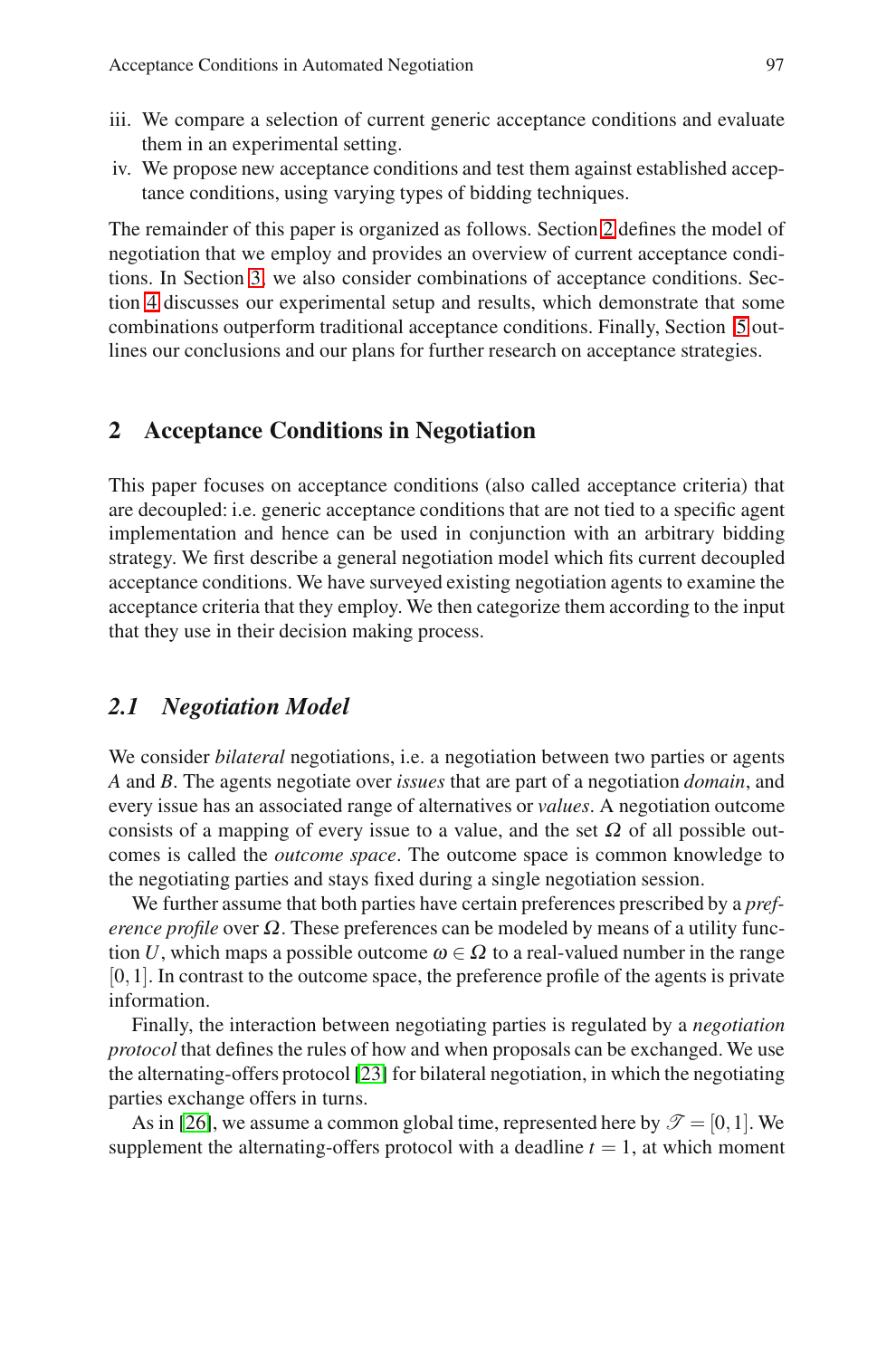iii. We compare a selection of current generic acceptance conditions and evaluate them in an experimental setting.
iv. We propose new acceptance conditions and test them against established acceptance conditions, using varying types of bidding techniques.

The remainder of this paper is organized as follows. Section 2 defines the model of negotiation that we employ and provides an overview of current acceptance conditions. In Section 3, we also consider combinations of acceptance conditions. Section 4 discusses our experimental setup and results, which demonstrate that some combinations outperform traditional acceptance conditions. Finally, Section 5 outlines our conclusions and our plans for further research on acceptance strategies.

## 2 Acceptance Conditions in Negotiation

This paper focuses on acceptance conditions (also called acceptance criteria) that are decoupled: i.e. generic acceptance conditions that are not tied to a specific agent implementation and hence can be used in conjunction with an arbitrary bidding strategy. We first describe a general negotiation model which fits current decoupled acceptance conditions. We have surveyed existing negotiation agents to examine the acceptance criteria that they employ. We then categorize them according to the input that they use in their decision making process.

### *2.1 Negotiation Model*

We consider *bilateral* negotiations, i.e. a negotiation between two parties or agents $A$ and $B$. The agents negotiate over *issues* that are part of a negotiation *domain*, and every issue has an associated range of alternatives or *values*. A negotiation outcome consists of a mapping of every issue to a value, and the set $\Omega$ of all possible outcomes is called the *outcome space*. The outcome space is common knowledge to the negotiating parties and stays fixed during a single negotiation session.

We further assume that both parties have certain preferences prescribed by a *preference profile* over $\Omega$. These preferences can be modeled by means of a utility function $U$, which maps a possible outcome $\omega \in \Omega$ to a real-valued number in the range $[0,1]$. In contrast to the outcome space, the preference profile of the agents is private information.

Finally, the interaction between negotiating parties is regulated by a *negotiation protocol* that defines the rules of how and when proposals can be exchanged. We use the alternating-offers protocol [23] for bilateral negotiation, in which the negotiating parties exchange offers in turns.

As in [26], we assume a common global time, represented here by $\mathscr{T} = [0,1]$. We supplement the alternating-offers protocol with a deadline $t = 1$, at which moment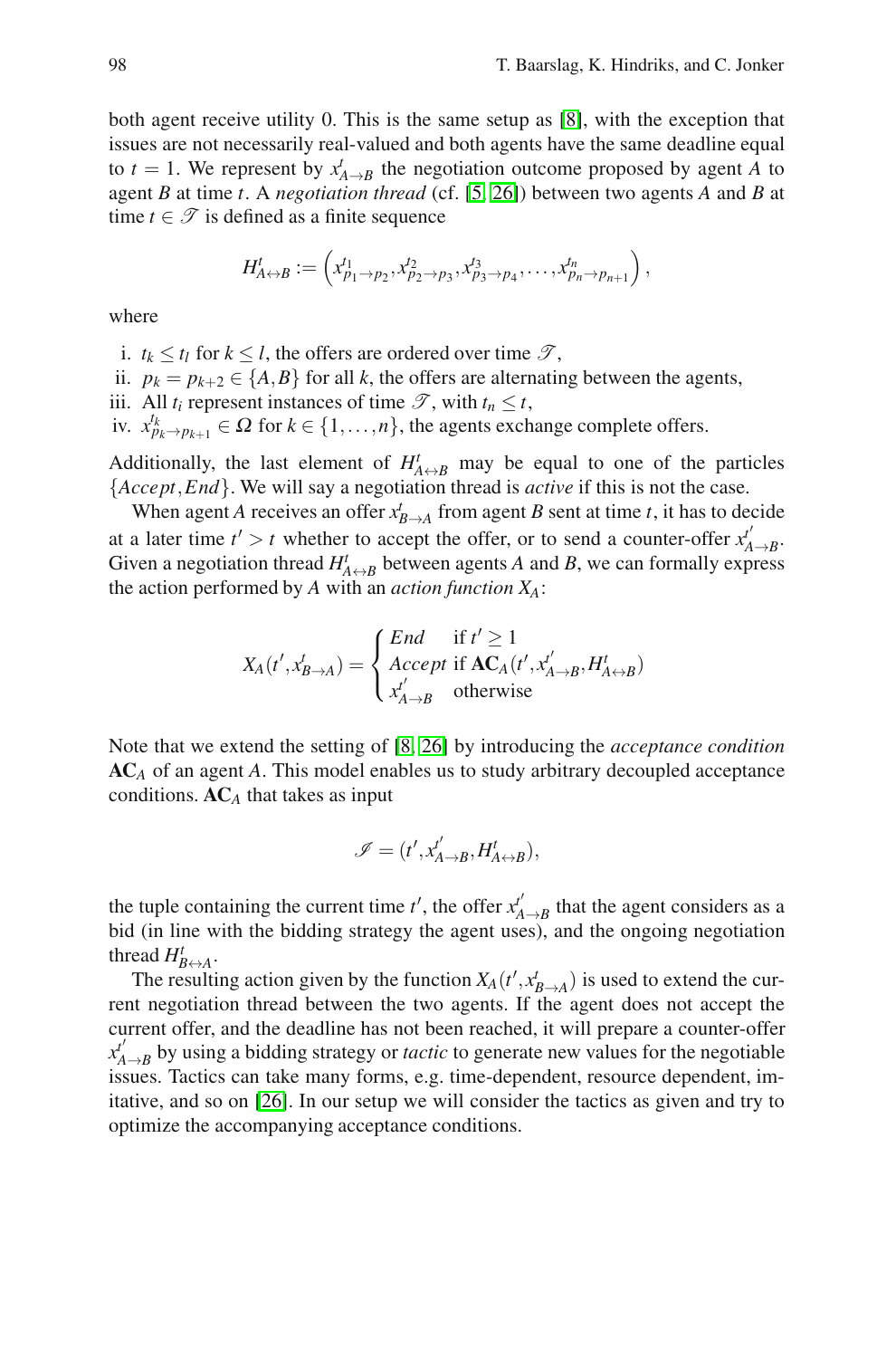both agent receive utility 0. This is the same setup as [8], with the exception that issues are not necessarily real-valued and both agents have the same deadline equal to $t = 1$. We represent by $x^t_{A \to B}$ the negotiation outcome proposed by agent $A$ to agent $B$ at time $t$. A *negotiation thread* (cf. [5, 26]) between two agents $A$ and $B$ at time $t \in \mathscr{T}$ is defined as a finite sequence

$$H^t_{A \leftrightarrow B} := \left( x^{t_1}_{p_1 \to p_2}, x^{t_2}_{p_2 \to p_3}, x^{t_3}_{p_3 \to p_4}, \ldots, x^{t_n}_{p_n \to p_{n+1}} \right),$$

where

i. $t_k \leq t_l$ for $k \leq l$, the offers are ordered over time $\mathscr{T}$,
ii. $p_k = p_{k+2} \in \{A, B\}$ for all $k$, the offers are alternating between the agents,
iii. All $t_i$ represent instances of time $\mathscr{T}$, with $t_n \leq t$,
iv. $x^{t_k}_{p_k \to p_{k+1}} \in \Omega$ for $k \in \{1, \ldots, n\}$, the agents exchange complete offers.

Additionally, the last element of $H^t_{A \leftrightarrow B}$ may be equal to one of the particles $\{Accept, End\}$. We will say a negotiation thread is *active* if this is not the case.

When agent $A$ receives an offer $x^t_{B \to A}$ from agent $B$ sent at time $t$, it has to decide at a later time $t' > t$ whether to accept the offer, or to send a counter-offer $x^{t'}_{A \to B}$. Given a negotiation thread $H^t_{A \leftrightarrow B}$ between agents $A$ and $B$, we can formally express the action performed by $A$ with an *action function* $X_A$:

$$X_A(t', x^t_{B \to A}) = \begin{cases} End & \text{if } t' \geq 1 \\ Accept & \text{if } \mathbf{AC}_A(t', x^{t'}_{A \to B}, H^t_{A \leftrightarrow B}) \\ x^{t'}_{A \to B} & \text{otherwise} \end{cases}$$

Note that we extend the setting of [8, 26] by introducing the *acceptance condition* $\mathbf{AC}_A$ of an agent $A$. This model enables us to study arbitrary decoupled acceptance conditions. $\mathbf{AC}_A$ that takes as input

$$\mathscr{I} = (t', x^{t'}_{A \to B}, H^t_{A \leftrightarrow B}),$$

the tuple containing the current time $t'$, the offer $x^{t'}_{A \to B}$ that the agent considers as a bid (in line with the bidding strategy the agent uses), and the ongoing negotiation thread $H^t_{B \leftrightarrow A}$.

The resulting action given by the function $X_A(t', x^t_{B \to A})$ is used to extend the current negotiation thread between the two agents. If the agent does not accept the current offer, and the deadline has not been reached, it will prepare a counter-offer $x^{t'}_{A \to B}$ by using a bidding strategy or *tactic* to generate new values for the negotiable issues. Tactics can take many forms, e.g. time-dependent, resource dependent, imitative, and so on [26]. In our setup we will consider the tactics as given and try to optimize the accompanying acceptance conditions.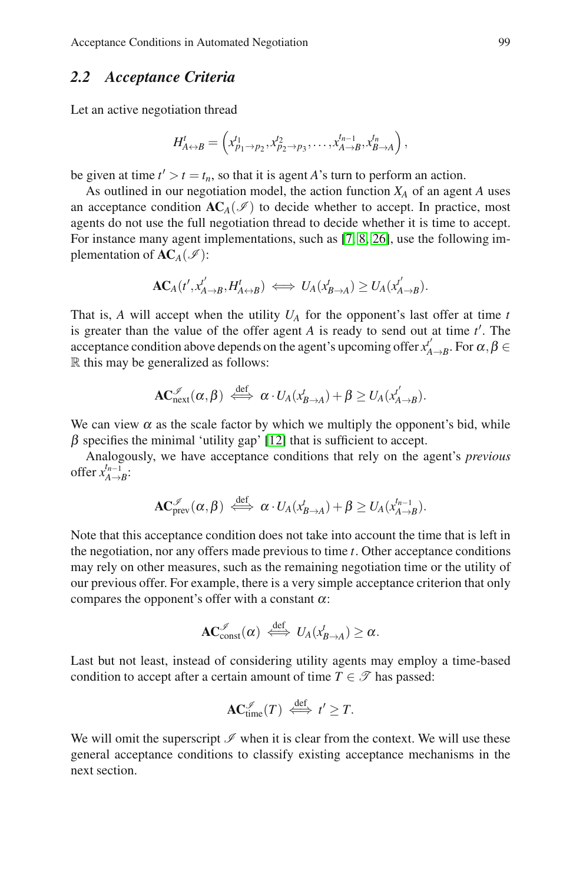### 2.2 Acceptance Criteria

Let an active negotiation thread

$$H^t_{A\leftrightarrow B} = \left(x^{t_1}_{p_1\to p_2}, x^{t_2}_{p_2\to p_3}, \ldots, x^{t_{n-1}}_{A\to B}, x^{t_n}_{B\to A}\right),$$

be given at time $t' > t = t_n$, so that it is agent $A$'s turn to perform an action.

As outlined in our negotiation model, the action function $X_A$ of an agent $A$ uses an acceptance condition $\mathbf{AC}_A(\mathscr{I})$ to decide whether to accept. In practice, most agents do not use the full negotiation thread to decide whether it is time to accept. For instance many agent implementations, such as [7, 8, 26], use the following implementation of $\mathbf{AC}_A(\mathscr{I})$:

$$\mathbf{AC}_A(t', x^{t'}_{A\to B}, H^t_{A\leftrightarrow B}) \iff U_A(x^t_{B\to A}) \geq U_A(x^{t'}_{A\to B}).$$

That is, $A$ will accept when the utility $U_A$ for the opponent's last offer at time $t$ is greater than the value of the offer agent $A$ is ready to send out at time $t'$. The acceptance condition above depends on the agent's upcoming offer $x^{t'}_{A\to B}$. For $\alpha, \beta \in \mathbb{R}$ this may be generalized as follows:

$$\mathbf{AC}^{\mathscr{I}}_{\text{next}}(\alpha, \beta) \overset{\text{def}}{\iff} \alpha \cdot U_A(x^t_{B\to A}) + \beta \geq U_A(x^{t'}_{A\to B}).$$

We can view $\alpha$ as the scale factor by which we multiply the opponent's bid, while $\beta$ specifies the minimal 'utility gap' [12] that is sufficient to accept.

Analogously, we have acceptance conditions that rely on the agent's *previous* offer $x^{t_{n-1}}_{A\to B}$:

$$\mathbf{AC}^{\mathscr{I}}_{\text{prev}}(\alpha, \beta) \overset{\text{def}}{\iff} \alpha \cdot U_A(x^t_{B\to A}) + \beta \geq U_A(x^{t_{n-1}}_{A\to B}).$$

Note that this acceptance condition does not take into account the time that is left in the negotiation, nor any offers made previous to time $t$. Other acceptance conditions may rely on other measures, such as the remaining negotiation time or the utility of our previous offer. For example, there is a very simple acceptance criterion that only compares the opponent's offer with a constant $\alpha$:

$$\mathbf{AC}^{\mathscr{I}}_{\text{const}}(\alpha) \overset{\text{def}}{\iff} U_A(x^t_{B\to A}) \geq \alpha.$$

Last but not least, instead of considering utility agents may employ a time-based condition to accept after a certain amount of time $T \in \mathscr{T}$ has passed:

$$\mathbf{AC}^{\mathscr{I}}_{\text{time}}(T) \overset{\text{def}}{\iff} t' \geq T.$$

We will omit the superscript $\mathscr{I}$ when it is clear from the context. We will use these general acceptance conditions to classify existing acceptance mechanisms in the next section.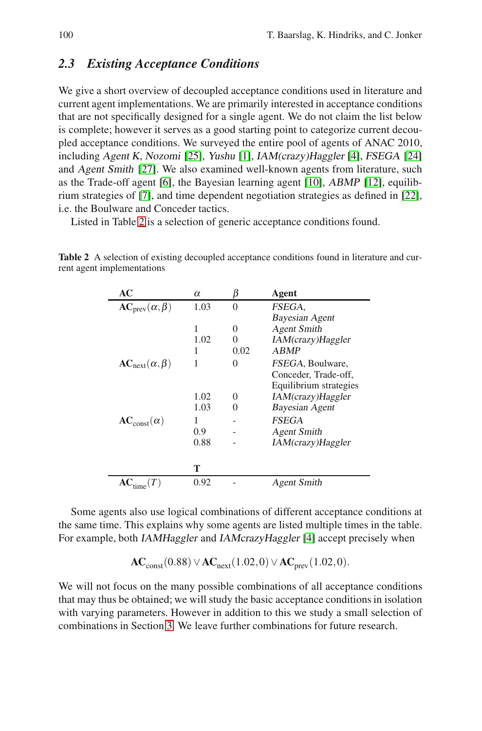### 2.3 *Existing Acceptance Conditions*

We give a short overview of decoupled acceptance conditions used in literature and current agent implementations. We are primarily interested in acceptance conditions that are not specifically designed for a single agent. We do not claim the list below is complete; however it serves as a good starting point to categorize current decoupled acceptance conditions. We surveyed the entire pool of agents of ANAC 2010, including *Agent K*, *Nozomi* [25], *Yushu* [1], *IAM(crazy)Haggler* [4], *FSEGA* [24] and *Agent Smith* [27]. We also examined well-known agents from literature, such as the Trade-off agent [6], the Bayesian learning agent [10], *ABMP* [12], equilibrium strategies of [7], and time dependent negotiation strategies as defined in [22], i.e. the Boulware and Conceder tactics.

Listed in Table 2 is a selection of generic acceptance conditions found.

**Table 2** A selection of existing decoupled acceptance conditions found in literature and current agent implementations

| AC | $\alpha$ | $\beta$ | Agent |
|---|---|---|---|
| $\mathbf{AC}_{\text{prev}}(\alpha,\beta)$ | 1.03 | 0 | *FSEGA*, *Bayesian Agent* |
| | 1 | 0 | *Agent Smith* |
| | 1.02 | 0 | *IAM(crazy)Haggler* |
| | 1 | 0.02 | *ABMP* |
| $\mathbf{AC}_{\text{next}}(\alpha,\beta)$ | 1 | 0 | *FSEGA*, Boulware, Conceder, Trade-off, Equilibrium strategies |
| | 1.02 | 0 | *IAM(crazy)Haggler* |
| | 1.03 | 0 | *Bayesian Agent* |
| $\mathbf{AC}_{\text{const}}(\alpha)$ | 1 | - | *FSEGA* |
| | 0.9 | - | *Agent Smith* |
| | 0.88 | - | *IAM(crazy)Haggler* |
| | **T** | | |
| $\mathbf{AC}_{\text{time}}(T)$ | 0.92 | - | *Agent Smith* |

Some agents also use logical combinations of different acceptance conditions at the same time. This explains why some agents are listed multiple times in the table. For example, both *IAMHaggler* and *IAMcrazyHaggler* [4] accept precisely when

$$\mathbf{AC}_{\text{const}}(0.88) \vee \mathbf{AC}_{\text{next}}(1.02,0) \vee \mathbf{AC}_{\text{prev}}(1.02,0).$$

We will not focus on the many possible combinations of all acceptance conditions that may thus be obtained; we will study the basic acceptance conditions in isolation with varying parameters. However in addition to this we study a small selection of combinations in Section 3. We leave further combinations for future research.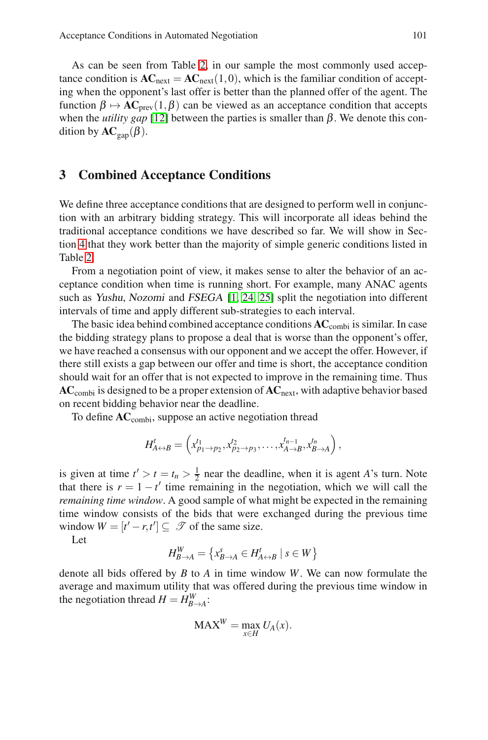As can be seen from Table 2, in our sample the most commonly used acceptance condition is $\mathbf{AC}_{\text{next}} = \mathbf{AC}_{\text{next}}(1,0)$, which is the familiar condition of accepting when the opponent's last offer is better than the planned offer of the agent. The function $\beta \mapsto \mathbf{AC}_{\text{prev}}(1,\beta)$ can be viewed as an acceptance condition that accepts when the *utility gap* [12] between the parties is smaller than $\beta$. We denote this condition by $\mathbf{AC}_{\text{gap}}(\beta)$.

## 3 Combined Acceptance Conditions

We define three acceptance conditions that are designed to perform well in conjunction with an arbitrary bidding strategy. This will incorporate all ideas behind the traditional acceptance conditions we have described so far. We will show in Section 4 that they work better than the majority of simple generic conditions listed in Table 2.

From a negotiation point of view, it makes sense to alter the behavior of an acceptance condition when time is running short. For example, many ANAC agents such as *Yushu*, *Nozomi* and *FSEGA* [1, 24, 25] split the negotiation into different intervals of time and apply different sub-strategies to each interval.

The basic idea behind combined acceptance conditions $\mathbf{AC}_{\text{combi}}$ is similar. In case the bidding strategy plans to propose a deal that is worse than the opponent's offer, we have reached a consensus with our opponent and we accept the offer. However, if there still exists a gap between our offer and time is short, the acceptance condition should wait for an offer that is not expected to improve in the remaining time. Thus $\mathbf{AC}_{\text{combi}}$ is designed to be a proper extension of $\mathbf{AC}_{\text{next}}$, with adaptive behavior based on recent bidding behavior near the deadline.

To define $\mathbf{AC}_{\text{combi}}$, suppose an active negotiation thread

$$H^{t}_{A\leftrightarrow B} = \left(x^{t_1}_{p_1\to p_2}, x^{t_2}_{p_2\to p_3}, \ldots, x^{t_{n-1}}_{A\to B}, x^{t_n}_{B\to A}\right),$$

is given at time $t' > t = t_n > \frac{1}{2}$ near the deadline, when it is agent $A$'s turn. Note that there is $r = 1 - t'$ time remaining in the negotiation, which we will call the *remaining time window*. A good sample of what might be expected in the remaining time window consists of the bids that were exchanged during the previous time window $W = [t' - r, t'] \subseteq \mathscr{T}$ of the same size.

Let

$$H^{W}_{B\to A} = \left\{x^{s}_{B\to A} \in H^{t}_{A\leftrightarrow B} \mid s \in W\right\}$$

denote all bids offered by $B$ to $A$ in time window $W$. We can now formulate the average and maximum utility that was offered during the previous time window in the negotiation thread $H = H^{W}_{B\to A}$:

$$\text{MAX}^{W} = \max_{x\in H} U_A(x).$$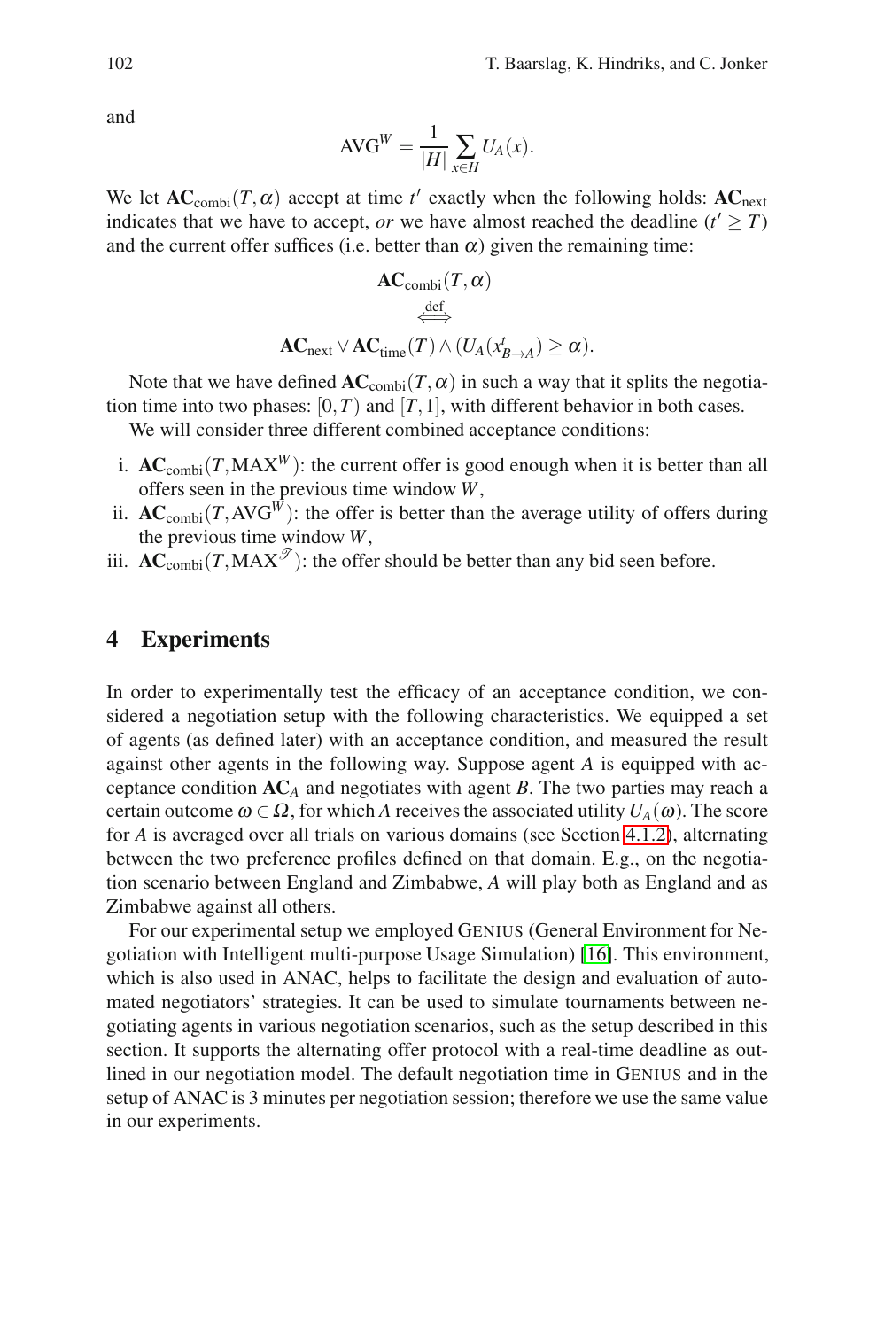and

$$\text{AVG}^W = \frac{1}{|H|} \sum_{x \in H} U_A(x).$$

We let $\mathbf{AC}_{\text{combi}}(T, \alpha)$ accept at time $t'$ exactly when the following holds: $\mathbf{AC}_{\text{next}}$ indicates that we have to accept, *or* we have almost reached the deadline ($t' \geq T$) and the current offer suffices (i.e. better than $\alpha$) given the remaining time:

$$\mathbf{AC}_{\text{combi}}(T, \alpha) \stackrel{\text{def}}{\iff} \mathbf{AC}_{\text{next}} \vee \mathbf{AC}_{\text{time}}(T) \wedge (U_A(x^{t}_{B \to A}) \geq \alpha).$$

Note that we have defined $\mathbf{AC}_{\text{combi}}(T, \alpha)$ in such a way that it splits the negotiation time into two phases: $[0, T)$ and $[T, 1]$, with different behavior in both cases.

We will consider three different combined acceptance conditions:

i. $\mathbf{AC}_{\text{combi}}(T, \text{MAX}^W)$: the current offer is good enough when it is better than all offers seen in the previous time window $W$,
ii. $\mathbf{AC}_{\text{combi}}(T, \text{AVG}^W)$: the offer is better than the average utility of offers during the previous time window $W$,
iii. $\mathbf{AC}_{\text{combi}}(T, \text{MAX}^{\mathscr{T}})$: the offer should be better than any bid seen before.

## 4 Experiments

In order to experimentally test the efficacy of an acceptance condition, we considered a negotiation setup with the following characteristics. We equipped a set of agents (as defined later) with an acceptance condition, and measured the result against other agents in the following way. Suppose agent $A$ is equipped with acceptance condition $\mathbf{AC}_A$ and negotiates with agent $B$. The two parties may reach a certain outcome $\omega \in \Omega$, for which $A$ receives the associated utility $U_A(\omega)$. The score for $A$ is averaged over all trials on various domains (see Section 4.1.2), alternating between the two preference profiles defined on that domain. E.g., on the negotiation scenario between England and Zimbabwe, $A$ will play both as England and as Zimbabwe against all others.

For our experimental setup we employed GENIUS (General Environment for Negotiation with Intelligent multi-purpose Usage Simulation) [16]. This environment, which is also used in ANAC, helps to facilitate the design and evaluation of automated negotiators' strategies. It can be used to simulate tournaments between negotiating agents in various negotiation scenarios, such as the setup described in this section. It supports the alternating offer protocol with a real-time deadline as outlined in our negotiation model. The default negotiation time in GENIUS and in the setup of ANAC is 3 minutes per negotiation session; therefore we use the same value in our experiments.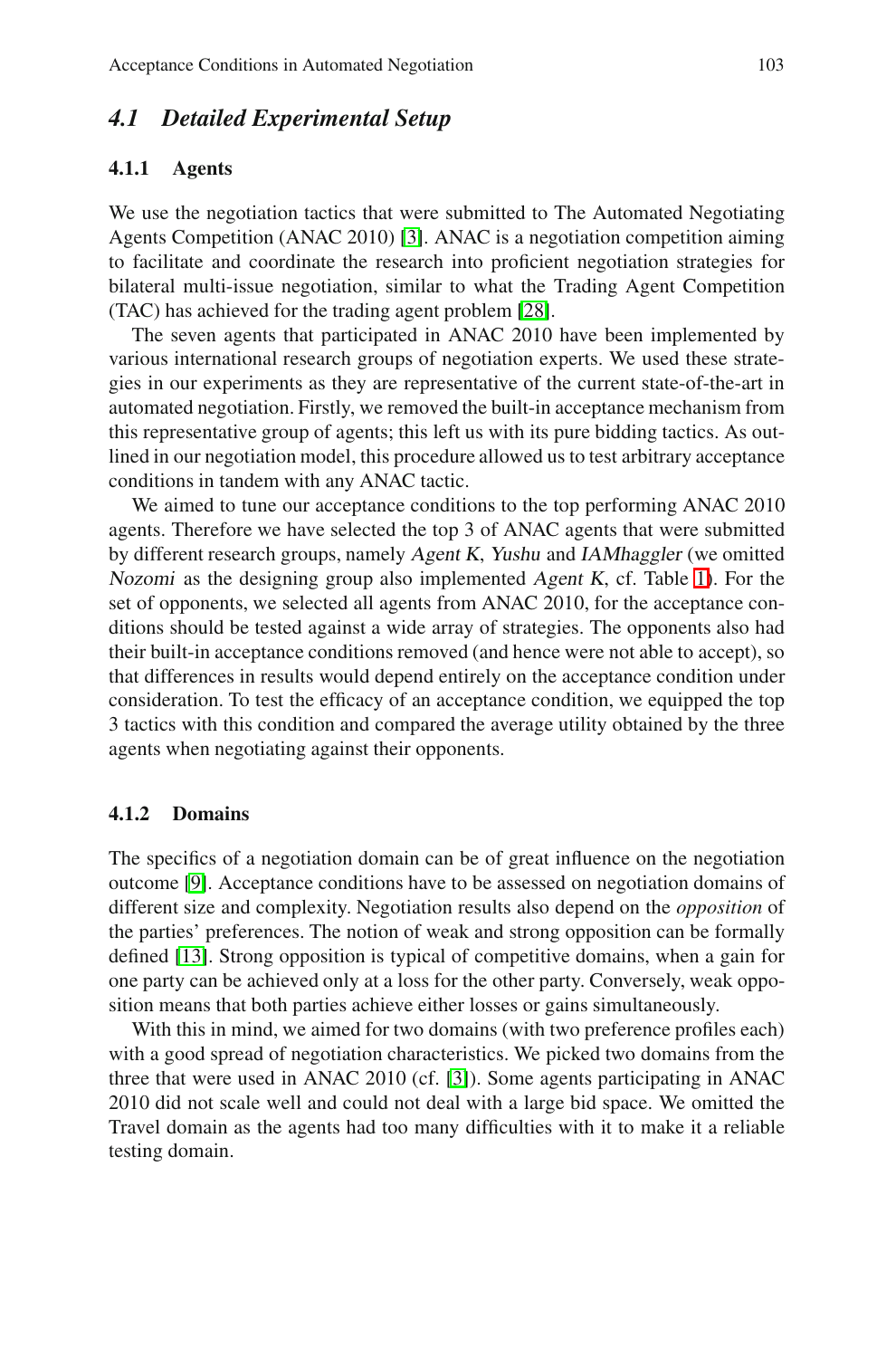## *4.1 Detailed Experimental Setup*

### 4.1.1 Agents

We use the negotiation tactics that were submitted to The Automated Negotiating Agents Competition (ANAC 2010) [3]. ANAC is a negotiation competition aiming to facilitate and coordinate the research into proficient negotiation strategies for bilateral multi-issue negotiation, similar to what the Trading Agent Competition (TAC) has achieved for the trading agent problem [28].

The seven agents that participated in ANAC 2010 have been implemented by various international research groups of negotiation experts. We used these strategies in our experiments as they are representative of the current state-of-the-art in automated negotiation. Firstly, we removed the built-in acceptance mechanism from this representative group of agents; this left us with its pure bidding tactics. As outlined in our negotiation model, this procedure allowed us to test arbitrary acceptance conditions in tandem with any ANAC tactic.

We aimed to tune our acceptance conditions to the top performing ANAC 2010 agents. Therefore we have selected the top 3 of ANAC agents that were submitted by different research groups, namely *Agent K*, *Yushu* and *IAMhaggler* (we omitted *Nozomi* as the designing group also implemented *Agent K*, cf. Table 1). For the set of opponents, we selected all agents from ANAC 2010, for the acceptance conditions should be tested against a wide array of strategies. The opponents also had their built-in acceptance conditions removed (and hence were not able to accept), so that differences in results would depend entirely on the acceptance condition under consideration. To test the efficacy of an acceptance condition, we equipped the top 3 tactics with this condition and compared the average utility obtained by the three agents when negotiating against their opponents.

### 4.1.2 Domains

The specifics of a negotiation domain can be of great influence on the negotiation outcome [9]. Acceptance conditions have to be assessed on negotiation domains of different size and complexity. Negotiation results also depend on the *opposition* of the parties' preferences. The notion of weak and strong opposition can be formally defined [13]. Strong opposition is typical of competitive domains, when a gain for one party can be achieved only at a loss for the other party. Conversely, weak opposition means that both parties achieve either losses or gains simultaneously.

With this in mind, we aimed for two domains (with two preference profiles each) with a good spread of negotiation characteristics. We picked two domains from the three that were used in ANAC 2010 (cf. [3]). Some agents participating in ANAC 2010 did not scale well and could not deal with a large bid space. We omitted the Travel domain as the agents had too many difficulties with it to make it a reliable testing domain.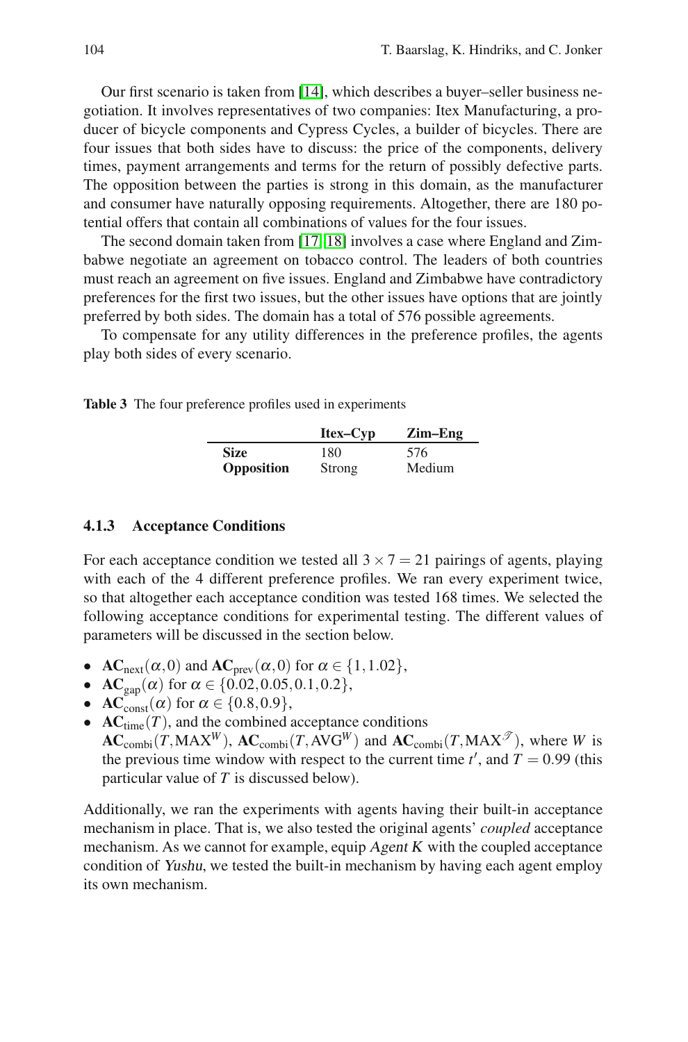Our first scenario is taken from [14], which describes a buyer–seller business negotiation. It involves representatives of two companies: Itex Manufacturing, a producer of bicycle components and Cypress Cycles, a builder of bicycles. There are four issues that both sides have to discuss: the price of the components, delivery times, payment arrangements and terms for the return of possibly defective parts. The opposition between the parties is strong in this domain, as the manufacturer and consumer have naturally opposing requirements. Altogether, there are 180 potential offers that contain all combinations of values for the four issues.

The second domain taken from [17, 18] involves a case where England and Zimbabwe negotiate an agreement on tobacco control. The leaders of both countries must reach an agreement on five issues. England and Zimbabwe have contradictory preferences for the first two issues, but the other issues have options that are jointly preferred by both sides. The domain has a total of 576 possible agreements.

To compensate for any utility differences in the preference profiles, the agents play both sides of every scenario.

**Table 3** The four preference profiles used in experiments

| | **Itex–Cyp** | **Zim–Eng** |
|---|---|---|
| **Size** | 180 | 576 |
| **Opposition** | Strong | Medium |

### 4.1.3 Acceptance Conditions

For each acceptance condition we tested all $3 \times 7 = 21$ pairings of agents, playing with each of the 4 different preference profiles. We ran every experiment twice, so that altogether each acceptance condition was tested 168 times. We selected the following acceptance conditions for experimental testing. The different values of parameters will be discussed in the section below.

- $\mathbf{AC}_{\text{next}}(\alpha, 0)$ and $\mathbf{AC}_{\text{prev}}(\alpha, 0)$ for $\alpha \in \{1, 1.02\}$,
- $\mathbf{AC}_{\text{gap}}(\alpha)$ for $\alpha \in \{0.02, 0.05, 0.1, 0.2\}$,
- $\mathbf{AC}_{\text{const}}(\alpha)$ for $\alpha \in \{0.8, 0.9\}$,
- $\mathbf{AC}_{\text{time}}(T)$, and the combined acceptance conditions $\mathbf{AC}_{\text{combi}}(T, \text{MAX}^W)$, $\mathbf{AC}_{\text{combi}}(T, \text{AVG}^W)$ and $\mathbf{AC}_{\text{combi}}(T, \text{MAX}^{\mathcal{T}})$, where $W$ is the previous time window with respect to the current time $t'$, and $T = 0.99$ (this particular value of $T$ is discussed below).

Additionally, we ran the experiments with agents having their built-in acceptance mechanism in place. That is, we also tested the original agents' *coupled* acceptance mechanism. As we cannot for example, equip *Agent K* with the coupled acceptance condition of *Yushu*, we tested the built-in mechanism by having each agent employ its own mechanism.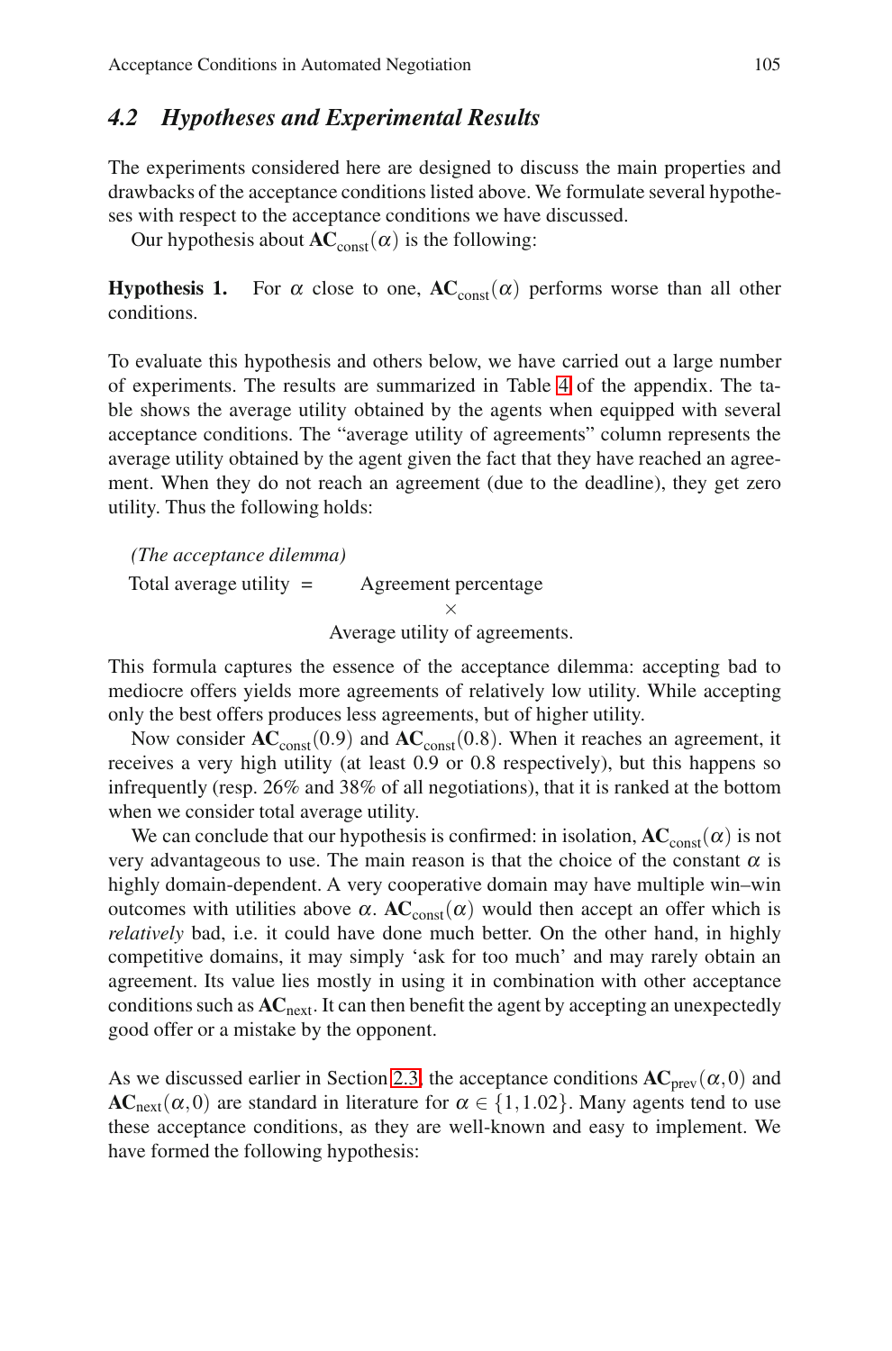### 4.2 *Hypotheses and Experimental Results*

The experiments considered here are designed to discuss the main properties and drawbacks of the acceptance conditions listed above. We formulate several hypotheses with respect to the acceptance conditions we have discussed.

Our hypothesis about $\mathbf{AC}_{\text{const}}(\alpha)$ is the following:

**Hypothesis 1.** For $\alpha$ close to one, $\mathbf{AC}_{\text{const}}(\alpha)$ performs worse than all other conditions.

To evaluate this hypothesis and others below, we have carried out a large number of experiments. The results are summarized in Table 4 of the appendix. The table shows the average utility obtained by the agents when equipped with several acceptance conditions. The "average utility of agreements" column represents the average utility obtained by the agent given the fact that they have reached an agreement. When they do not reach an agreement (due to the deadline), they get zero utility. Thus the following holds:

*(The acceptance dilemma)*

$$\text{Total average utility} = \text{Agreement percentage} \times \text{Average utility of agreements.}$$

This formula captures the essence of the acceptance dilemma: accepting bad to mediocre offers yields more agreements of relatively low utility. While accepting only the best offers produces less agreements, but of higher utility.

Now consider $\mathbf{AC}_{\text{const}}(0.9)$ and $\mathbf{AC}_{\text{const}}(0.8)$. When it reaches an agreement, it receives a very high utility (at least 0.9 or 0.8 respectively), but this happens so infrequently (resp. 26% and 38% of all negotiations), that it is ranked at the bottom when we consider total average utility.

We can conclude that our hypothesis is confirmed: in isolation, $\mathbf{AC}_{\text{const}}(\alpha)$ is not very advantageous to use. The main reason is that the choice of the constant $\alpha$ is highly domain-dependent. A very cooperative domain may have multiple win–win outcomes with utilities above $\alpha$. $\mathbf{AC}_{\text{const}}(\alpha)$ would then accept an offer which is *relatively* bad, i.e. it could have done much better. On the other hand, in highly competitive domains, it may simply 'ask for too much' and may rarely obtain an agreement. Its value lies mostly in using it in combination with other acceptance conditions such as $\mathbf{AC}_{\text{next}}$. It can then benefit the agent by accepting an unexpectedly good offer or a mistake by the opponent.

As we discussed earlier in Section 2.3, the acceptance conditions $\mathbf{AC}_{\text{prev}}(\alpha, 0)$ and $\mathbf{AC}_{\text{next}}(\alpha, 0)$ are standard in literature for $\alpha \in \{1, 1.02\}$. Many agents tend to use these acceptance conditions, as they are well-known and easy to implement. We have formed the following hypothesis: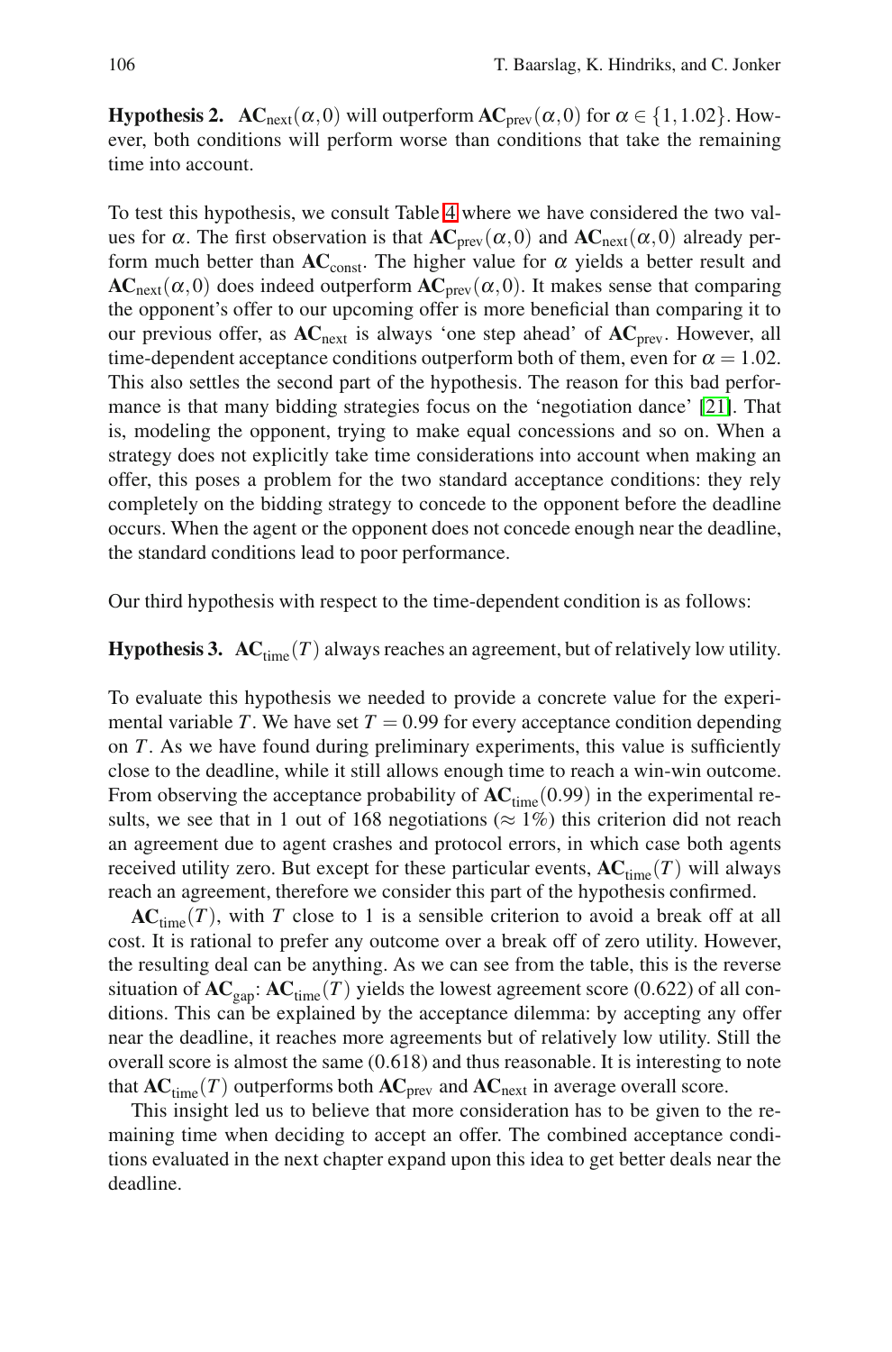**Hypothesis 2.** $\mathbf{AC}_{\text{next}}(\alpha, 0)$ will outperform $\mathbf{AC}_{\text{prev}}(\alpha, 0)$ for $\alpha \in \{1, 1.02\}$. However, both conditions will perform worse than conditions that take the remaining time into account.

To test this hypothesis, we consult Table 4 where we have considered the two values for $\alpha$. The first observation is that $\mathbf{AC}_{\text{prev}}(\alpha, 0)$ and $\mathbf{AC}_{\text{next}}(\alpha, 0)$ already perform much better than $\mathbf{AC}_{\text{const}}$. The higher value for $\alpha$ yields a better result and $\mathbf{AC}_{\text{next}}(\alpha, 0)$ does indeed outperform $\mathbf{AC}_{\text{prev}}(\alpha, 0)$. It makes sense that comparing the opponent's offer to our upcoming offer is more beneficial than comparing it to our previous offer, as $\mathbf{AC}_{\text{next}}$ is always 'one step ahead' of $\mathbf{AC}_{\text{prev}}$. However, all time-dependent acceptance conditions outperform both of them, even for $\alpha = 1.02$. This also settles the second part of the hypothesis. The reason for this bad performance is that many bidding strategies focus on the 'negotiation dance' [21]. That is, modeling the opponent, trying to make equal concessions and so on. When a strategy does not explicitly take time considerations into account when making an offer, this poses a problem for the two standard acceptance conditions: they rely completely on the bidding strategy to concede to the opponent before the deadline occurs. When the agent or the opponent does not concede enough near the deadline, the standard conditions lead to poor performance.

Our third hypothesis with respect to the time-dependent condition is as follows:

**Hypothesis 3.** $\mathbf{AC}_{\text{time}}(T)$ always reaches an agreement, but of relatively low utility.

To evaluate this hypothesis we needed to provide a concrete value for the experimental variable $T$. We have set $T = 0.99$ for every acceptance condition depending on $T$. As we have found during preliminary experiments, this value is sufficiently close to the deadline, while it still allows enough time to reach a win-win outcome. From observing the acceptance probability of $\mathbf{AC}_{\text{time}}(0.99)$ in the experimental results, we see that in 1 out of 168 negotiations ($\approx 1\%$) this criterion did not reach an agreement due to agent crashes and protocol errors, in which case both agents received utility zero. But except for these particular events, $\mathbf{AC}_{\text{time}}(T)$ will always reach an agreement, therefore we consider this part of the hypothesis confirmed.

$\mathbf{AC}_{\text{time}}(T)$, with $T$ close to 1 is a sensible criterion to avoid a break off at all cost. It is rational to prefer any outcome over a break off of zero utility. However, the resulting deal can be anything. As we can see from the table, this is the reverse situation of $\mathbf{AC}_{\text{gap}}$: $\mathbf{AC}_{\text{time}}(T)$ yields the lowest agreement score (0.622) of all conditions. This can be explained by the acceptance dilemma: by accepting any offer near the deadline, it reaches more agreements but of relatively low utility. Still the overall score is almost the same (0.618) and thus reasonable. It is interesting to note that $\mathbf{AC}_{\text{time}}(T)$ outperforms both $\mathbf{AC}_{\text{prev}}$ and $\mathbf{AC}_{\text{next}}$ in average overall score.

This insight led us to believe that more consideration has to be given to the remaining time when deciding to accept an offer. The combined acceptance conditions evaluated in the next chapter expand upon this idea to get better deals near the deadline.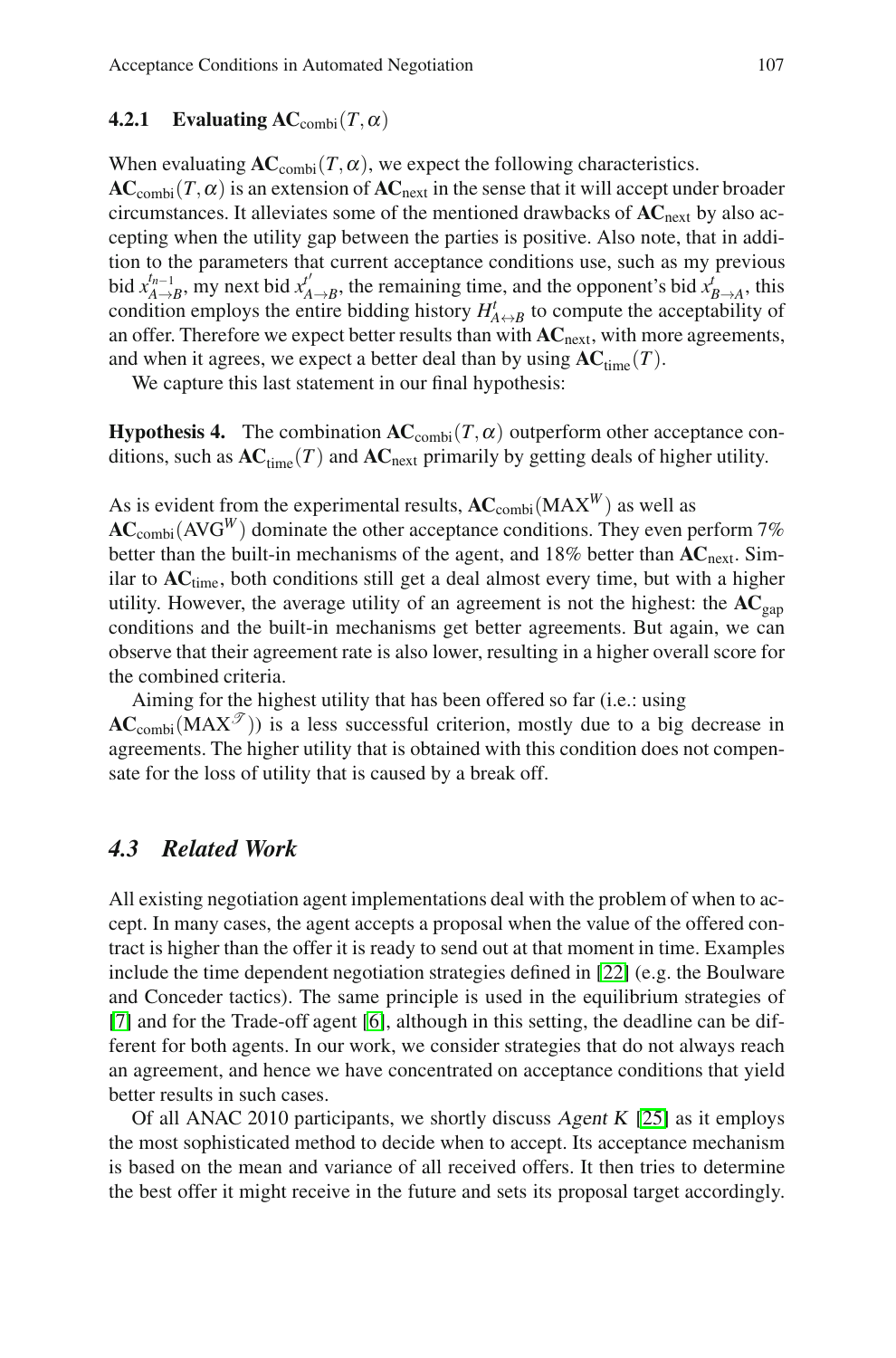#### 4.2.1 Evaluating $\mathbf{AC}_{\text{combi}}(T,\alpha)$

When evaluating $\mathbf{AC}_{\text{combi}}(T,\alpha)$, we expect the following characteristics. $\mathbf{AC}_{\text{combi}}(T,\alpha)$ is an extension of $\mathbf{AC}_{\text{next}}$ in the sense that it will accept under broader circumstances. It alleviates some of the mentioned drawbacks of $\mathbf{AC}_{\text{next}}$ by also accepting when the utility gap between the parties is positive. Also note, that in addition to the parameters that current acceptance conditions use, such as my previous bid $x^{t_{n-1}}_{A\to B}$, my next bid $x^{t'}_{A\to B}$, the remaining time, and the opponent's bid $x^{t}_{B\to A}$, this condition employs the entire bidding history $H^{t}_{A\leftrightarrow B}$ to compute the acceptability of an offer. Therefore we expect better results than with $\mathbf{AC}_{\text{next}}$, with more agreements, and when it agrees, we expect a better deal than by using $\mathbf{AC}_{\text{time}}(T)$.

We capture this last statement in our final hypothesis:

**Hypothesis 4.** The combination $\mathbf{AC}_{\text{combi}}(T,\alpha)$ outperform other acceptance conditions, such as $\mathbf{AC}_{\text{time}}(T)$ and $\mathbf{AC}_{\text{next}}$ primarily by getting deals of higher utility.

As is evident from the experimental results, $\mathbf{AC}_{\text{combi}}(\text{MAX}^{W})$ as well as $\mathbf{AC}_{\text{combi}}(\text{AVG}^{W})$ dominate the other acceptance conditions. They even perform 7% better than the built-in mechanisms of the agent, and 18% better than $\mathbf{AC}_{\text{next}}$. Similar to $\mathbf{AC}_{\text{time}}$, both conditions still get a deal almost every time, but with a higher utility. However, the average utility of an agreement is not the highest: the $\mathbf{AC}_{\text{gap}}$ conditions and the built-in mechanisms get better agreements. But again, we can observe that their agreement rate is also lower, resulting in a higher overall score for the combined criteria.

Aiming for the highest utility that has been offered so far (i.e.: using $\mathbf{AC}_{\text{combi}}(\text{MAX}^{\mathscr{T}})$) is a less successful criterion, mostly due to a big decrease in agreements. The higher utility that is obtained with this condition does not compensate for the loss of utility that is caused by a break off.

### *4.3 Related Work*

All existing negotiation agent implementations deal with the problem of when to accept. In many cases, the agent accepts a proposal when the value of the offered contract is higher than the offer it is ready to send out at that moment in time. Examples include the time dependent negotiation strategies defined in [22] (e.g. the Boulware and Conceder tactics). The same principle is used in the equilibrium strategies of [7] and for the Trade-off agent [6], although in this setting, the deadline can be different for both agents. In our work, we consider strategies that do not always reach an agreement, and hence we have concentrated on acceptance conditions that yield better results in such cases.

Of all ANAC 2010 participants, we shortly discuss *Agent K* [25] as it employs the most sophisticated method to decide when to accept. Its acceptance mechanism is based on the mean and variance of all received offers. It then tries to determine the best offer it might receive in the future and sets its proposal target accordingly.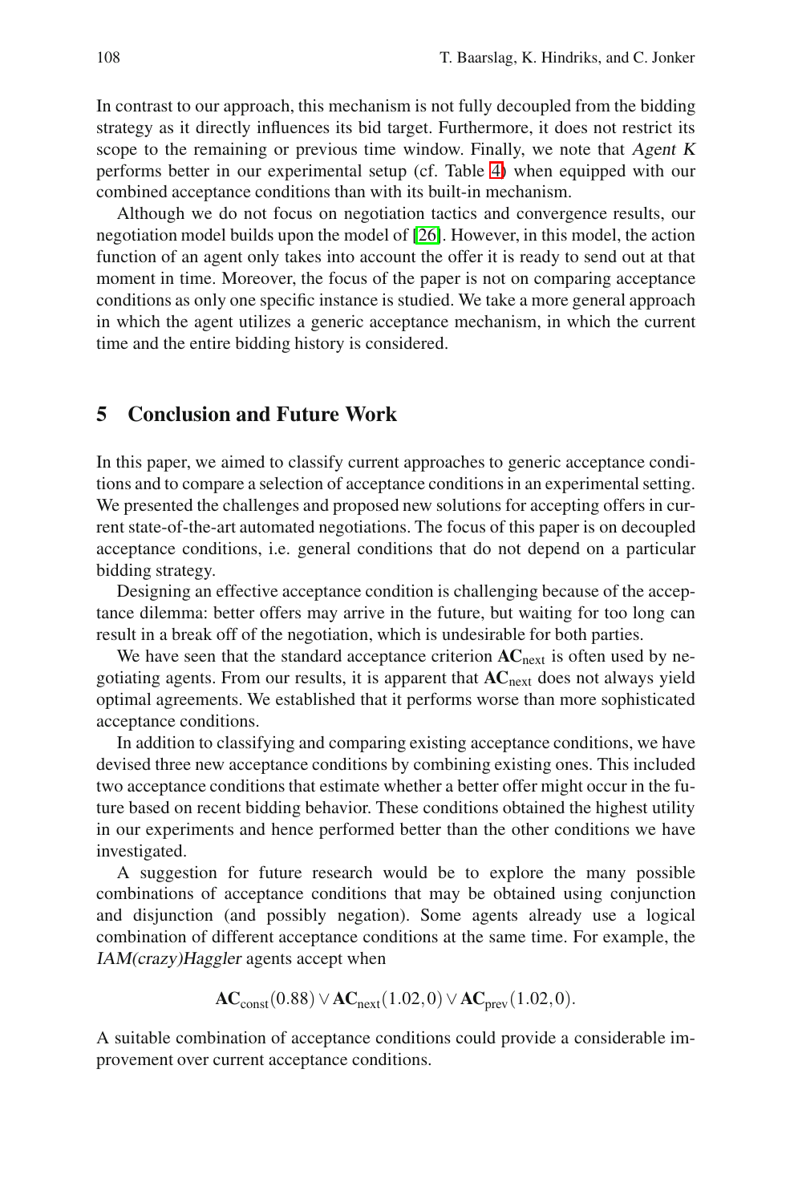In contrast to our approach, this mechanism is not fully decoupled from the bidding strategy as it directly influences its bid target. Furthermore, it does not restrict its scope to the remaining or previous time window. Finally, we note that *Agent K* performs better in our experimental setup (cf. Table 4) when equipped with our combined acceptance conditions than with its built-in mechanism.

Although we do not focus on negotiation tactics and convergence results, our negotiation model builds upon the model of [26]. However, in this model, the action function of an agent only takes into account the offer it is ready to send out at that moment in time. Moreover, the focus of the paper is not on comparing acceptance conditions as only one specific instance is studied. We take a more general approach in which the agent utilizes a generic acceptance mechanism, in which the current time and the entire bidding history is considered.

## 5 Conclusion and Future Work

In this paper, we aimed to classify current approaches to generic acceptance conditions and to compare a selection of acceptance conditions in an experimental setting. We presented the challenges and proposed new solutions for accepting offers in current state-of-the-art automated negotiations. The focus of this paper is on decoupled acceptance conditions, i.e. general conditions that do not depend on a particular bidding strategy.

Designing an effective acceptance condition is challenging because of the acceptance dilemma: better offers may arrive in the future, but waiting for too long can result in a break off of the negotiation, which is undesirable for both parties.

We have seen that the standard acceptance criterion $\mathbf{AC}_{\text{next}}$ is often used by negotiating agents. From our results, it is apparent that $\mathbf{AC}_{\text{next}}$ does not always yield optimal agreements. We established that it performs worse than more sophisticated acceptance conditions.

In addition to classifying and comparing existing acceptance conditions, we have devised three new acceptance conditions by combining existing ones. This included two acceptance conditions that estimate whether a better offer might occur in the future based on recent bidding behavior. These conditions obtained the highest utility in our experiments and hence performed better than the other conditions we have investigated.

A suggestion for future research would be to explore the many possible combinations of acceptance conditions that may be obtained using conjunction and disjunction (and possibly negation). Some agents already use a logical combination of different acceptance conditions at the same time. For example, the *IAM(crazy)Haggler* agents accept when

$$\mathbf{AC}_{\text{const}}(0.88) \vee \mathbf{AC}_{\text{next}}(1.02, 0) \vee \mathbf{AC}_{\text{prev}}(1.02, 0).$$

A suitable combination of acceptance conditions could provide a considerable improvement over current acceptance conditions.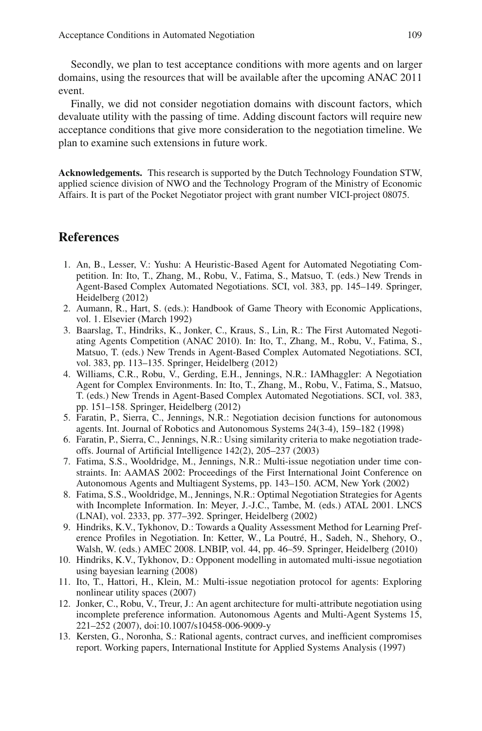Secondly, we plan to test acceptance conditions with more agents and on larger domains, using the resources that will be available after the upcoming ANAC 2011 event.

Finally, we did not consider negotiation domains with discount factors, which devaluate utility with the passing of time. Adding discount factors will require new acceptance conditions that give more consideration to the negotiation timeline. We plan to examine such extensions in future work.

**Acknowledgements.** This research is supported by the Dutch Technology Foundation STW, applied science division of NWO and the Technology Program of the Ministry of Economic Affairs. It is part of the Pocket Negotiator project with grant number VICI-project 08075.

## References

1. An, B., Lesser, V.: Yushu: A Heuristic-Based Agent for Automated Negotiating Competition. In: Ito, T., Zhang, M., Robu, V., Fatima, S., Matsuo, T. (eds.) New Trends in Agent-Based Complex Automated Negotiations. SCI, vol. 383, pp. 145–149. Springer, Heidelberg (2012)
2. Aumann, R., Hart, S. (eds.): Handbook of Game Theory with Economic Applications, vol. 1. Elsevier (March 1992)
3. Baarslag, T., Hindriks, K., Jonker, C., Kraus, S., Lin, R.: The First Automated Negotiating Agents Competition (ANAC 2010). In: Ito, T., Zhang, M., Robu, V., Fatima, S., Matsuo, T. (eds.) New Trends in Agent-Based Complex Automated Negotiations. SCI, vol. 383, pp. 113–135. Springer, Heidelberg (2012)
4. Williams, C.R., Robu, V., Gerding, E.H., Jennings, N.R.: IAMhaggler: A Negotiation Agent for Complex Environments. In: Ito, T., Zhang, M., Robu, V., Fatima, S., Matsuo, T. (eds.) New Trends in Agent-Based Complex Automated Negotiations. SCI, vol. 383, pp. 151–158. Springer, Heidelberg (2012)
5. Faratin, P., Sierra, C., Jennings, N.R.: Negotiation decision functions for autonomous agents. Int. Journal of Robotics and Autonomous Systems 24(3-4), 159–182 (1998)
6. Faratin, P., Sierra, C., Jennings, N.R.: Using similarity criteria to make negotiation tradeoffs. Journal of Artificial Intelligence 142(2), 205–237 (2003)
7. Fatima, S.S., Wooldridge, M., Jennings, N.R.: Multi-issue negotiation under time constraints. In: AAMAS 2002: Proceedings of the First International Joint Conference on Autonomous Agents and Multiagent Systems, pp. 143–150. ACM, New York (2002)
8. Fatima, S.S., Wooldridge, M., Jennings, N.R.: Optimal Negotiation Strategies for Agents with Incomplete Information. In: Meyer, J.-J.C., Tambe, M. (eds.) ATAL 2001. LNCS (LNAI), vol. 2333, pp. 377–392. Springer, Heidelberg (2002)
9. Hindriks, K.V., Tykhonov, D.: Towards a Quality Assessment Method for Learning Preference Profiles in Negotiation. In: Ketter, W., La Poutré, H., Sadeh, N., Shehory, O., Walsh, W. (eds.) AMEC 2008. LNBIP, vol. 44, pp. 46–59. Springer, Heidelberg (2010)
10. Hindriks, K.V., Tykhonov, D.: Opponent modelling in automated multi-issue negotiation using bayesian learning (2008)
11. Ito, T., Hattori, H., Klein, M.: Multi-issue negotiation protocol for agents: Exploring nonlinear utility spaces (2007)
12. Jonker, C., Robu, V., Treur, J.: An agent architecture for multi-attribute negotiation using incomplete preference information. Autonomous Agents and Multi-Agent Systems 15, 221–252 (2007), doi:10.1007/s10458-006-9009-y
13. Kersten, G., Noronha, S.: Rational agents, contract curves, and inefficient compromises report. Working papers, International Institute for Applied Systems Analysis (1997)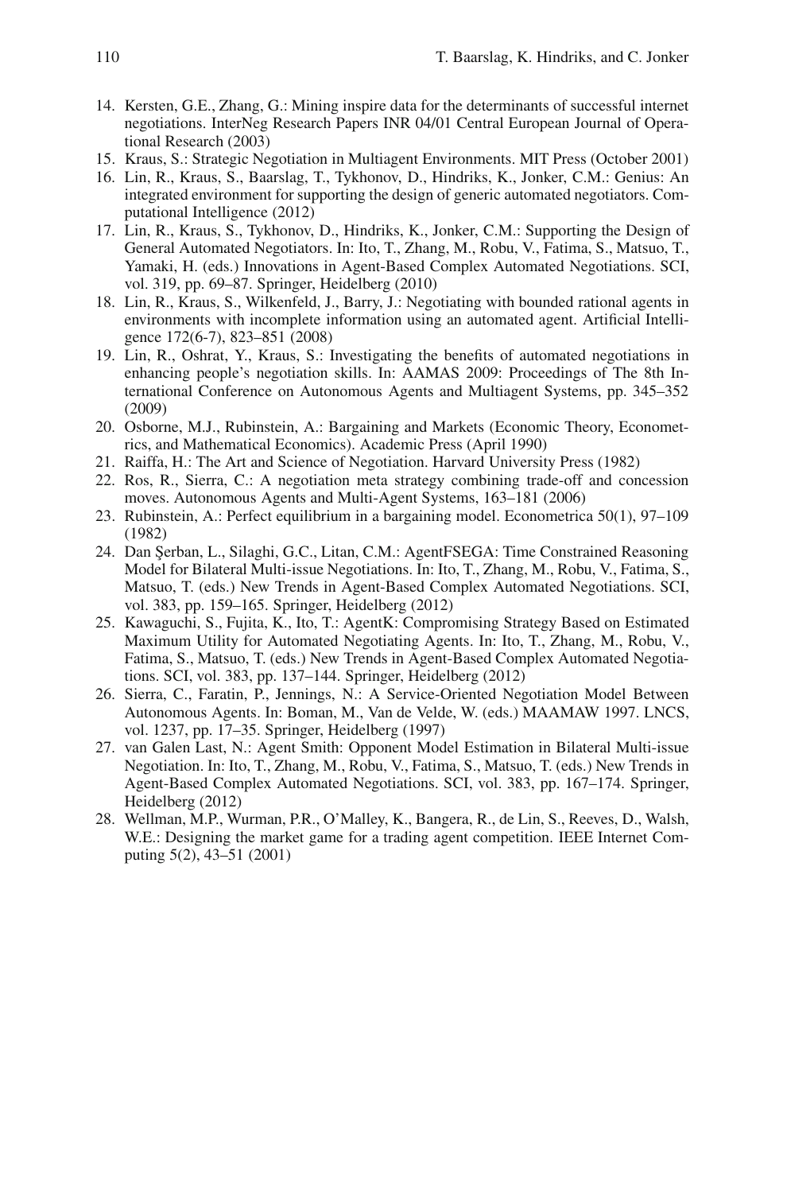14. Kersten, G.E., Zhang, G.: Mining inspire data for the determinants of successful internet negotiations. InterNeg Research Papers INR 04/01 Central European Journal of Operational Research (2003)
15. Kraus, S.: Strategic Negotiation in Multiagent Environments. MIT Press (October 2001)
16. Lin, R., Kraus, S., Baarslag, T., Tykhonov, D., Hindriks, K., Jonker, C.M.: Genius: An integrated environment for supporting the design of generic automated negotiators. Computational Intelligence (2012)
17. Lin, R., Kraus, S., Tykhonov, D., Hindriks, K., Jonker, C.M.: Supporting the Design of General Automated Negotiators. In: Ito, T., Zhang, M., Robu, V., Fatima, S., Matsuo, T., Yamaki, H. (eds.) Innovations in Agent-Based Complex Automated Negotiations. SCI, vol. 319, pp. 69–87. Springer, Heidelberg (2010)
18. Lin, R., Kraus, S., Wilkenfeld, J., Barry, J.: Negotiating with bounded rational agents in environments with incomplete information using an automated agent. Artificial Intelligence 172(6-7), 823–851 (2008)
19. Lin, R., Oshrat, Y., Kraus, S.: Investigating the benefits of automated negotiations in enhancing people's negotiation skills. In: AAMAS 2009: Proceedings of The 8th International Conference on Autonomous Agents and Multiagent Systems, pp. 345–352 (2009)
20. Osborne, M.J., Rubinstein, A.: Bargaining and Markets (Economic Theory, Econometrics, and Mathematical Economics). Academic Press (April 1990)
21. Raiffa, H.: The Art and Science of Negotiation. Harvard University Press (1982)
22. Ros, R., Sierra, C.: A negotiation meta strategy combining trade-off and concession moves. Autonomous Agents and Multi-Agent Systems, 163–181 (2006)
23. Rubinstein, A.: Perfect equilibrium in a bargaining model. Econometrica 50(1), 97–109 (1982)
24. Dan Şerban, L., Silaghi, G.C., Litan, C.M.: AgentFSEGA: Time Constrained Reasoning Model for Bilateral Multi-issue Negotiations. In: Ito, T., Zhang, M., Robu, V., Fatima, S., Matsuo, T. (eds.) New Trends in Agent-Based Complex Automated Negotiations. SCI, vol. 383, pp. 159–165. Springer, Heidelberg (2012)
25. Kawaguchi, S., Fujita, K., Ito, T.: AgentK: Compromising Strategy Based on Estimated Maximum Utility for Automated Negotiating Agents. In: Ito, T., Zhang, M., Robu, V., Fatima, S., Matsuo, T. (eds.) New Trends in Agent-Based Complex Automated Negotiations. SCI, vol. 383, pp. 137–144. Springer, Heidelberg (2012)
26. Sierra, C., Faratin, P., Jennings, N.: A Service-Oriented Negotiation Model Between Autonomous Agents. In: Boman, M., Van de Velde, W. (eds.) MAAMAW 1997. LNCS, vol. 1237, pp. 17–35. Springer, Heidelberg (1997)
27. van Galen Last, N.: Agent Smith: Opponent Model Estimation in Bilateral Multi-issue Negotiation. In: Ito, T., Zhang, M., Robu, V., Fatima, S., Matsuo, T. (eds.) New Trends in Agent-Based Complex Automated Negotiations. SCI, vol. 383, pp. 167–174. Springer, Heidelberg (2012)
28. Wellman, M.P., Wurman, P.R., O'Malley, K., Bangera, R., de Lin, S., Reeves, D., Walsh, W.E.: Designing the market game for a trading agent competition. IEEE Internet Computing 5(2), 43–51 (2001)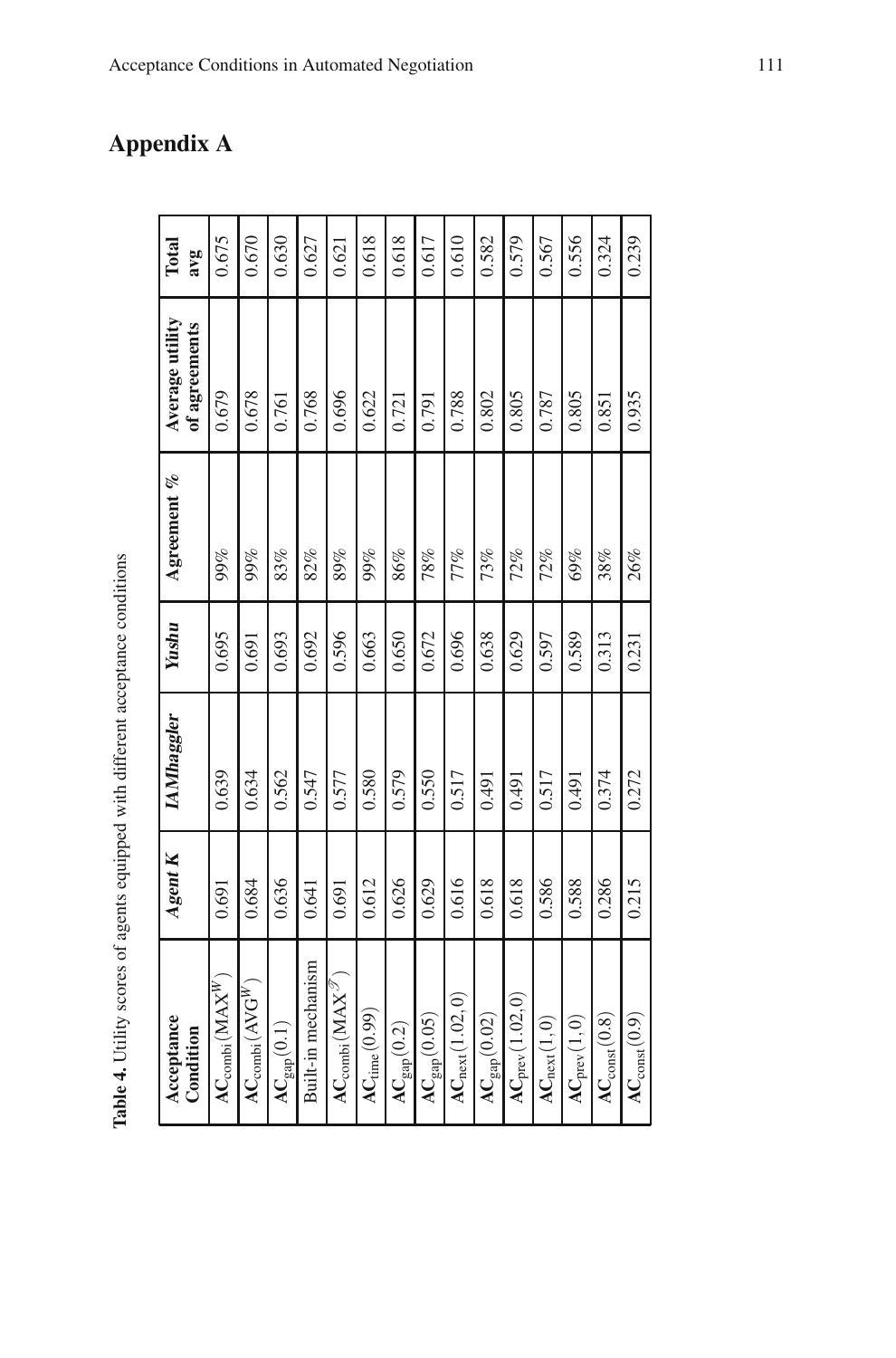# Appendix A

**Table 4.** Utility scores of agents equipped with different acceptance conditions

| Acceptance Condition | *Agent K* | *IAMhaggler* | *Yushu* | Agreement % | Average utility of agreements | Total avg |
|---|---|---|---|---|---|---|
| $\mathbf{AC}_{\text{combi}}(\text{MAX}^W)$ | 0.691 | 0.639 | 0.695 | 99% | 0.679 | 0.675 |
| $\mathbf{AC}_{\text{combi}}(\text{AVG}^W)$ | 0.684 | 0.634 | 0.691 | 99% | 0.678 | 0.670 |
| $\mathbf{AC}_{\text{gap}}(0.1)$ | 0.636 | 0.562 | 0.693 | 83% | 0.761 | 0.630 |
| Built-in mechanism | 0.641 | 0.547 | 0.692 | 82% | 0.768 | 0.627 |
| $\mathbf{AC}_{\text{combi}}(\text{MAX}^{\mathcal{T}})$ | 0.691 | 0.577 | 0.596 | 89% | 0.696 | 0.621 |
| $\mathbf{AC}_{\text{time}}(0.99)$ | 0.612 | 0.580 | 0.663 | 99% | 0.622 | 0.618 |
| $\mathbf{AC}_{\text{gap}}(0.2)$ | 0.626 | 0.579 | 0.650 | 86% | 0.721 | 0.618 |
| $\mathbf{AC}_{\text{gap}}(0.05)$ | 0.629 | 0.550 | 0.672 | 78% | 0.791 | 0.617 |
| $\mathbf{AC}_{\text{next}}(1.02,0)$ | 0.616 | 0.517 | 0.696 | 77% | 0.788 | 0.610 |
| $\mathbf{AC}_{\text{gap}}(0.02)$ | 0.618 | 0.491 | 0.638 | 73% | 0.802 | 0.582 |
| $\mathbf{AC}_{\text{prev}}(1.02,0)$ | 0.618 | 0.491 | 0.629 | 72% | 0.805 | 0.579 |
| $\mathbf{AC}_{\text{next}}(1,0)$ | 0.586 | 0.517 | 0.597 | 72% | 0.787 | 0.567 |
| $\mathbf{AC}_{\text{prev}}(1,0)$ | 0.588 | 0.491 | 0.589 | 69% | 0.805 | 0.556 |
| $\mathbf{AC}_{\text{const}}(0.8)$ | 0.286 | 0.374 | 0.313 | 38% | 0.851 | 0.324 |
| $\mathbf{AC}_{\text{const}}(0.9)$ | 0.215 | 0.272 | 0.231 | 26% | 0.935 | 0.239 |